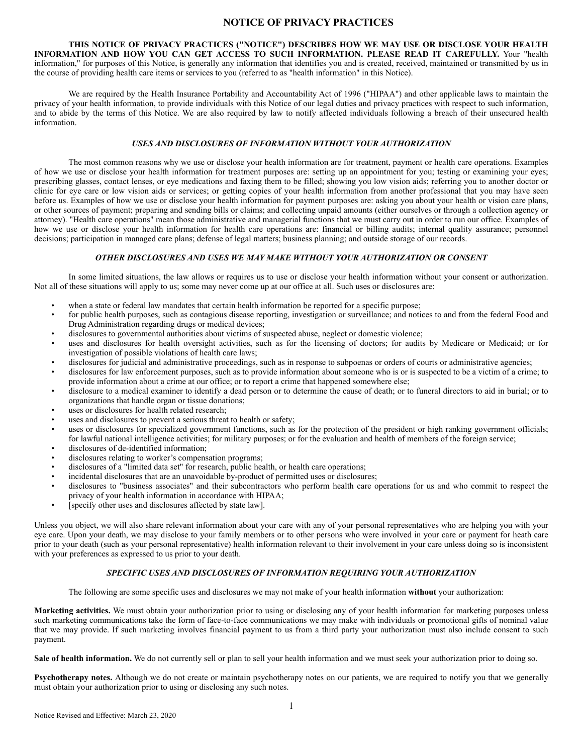# NOTICE OF PRIVACY PRACTICES

**THIS NOTICE OF PRIVACY PRACTICES ("NOTICE") DESCRIBES HOW WE MAY USE OR DISCLOSE YOUR HEALTH INFORMATION AND HOW YOU CAN GET ACCESS TO SUCH INFORMATION. PLEASE READ IT CAREFULLY.** Your "health information," for purposes of this Notice, is generally any information that identifies you and is created, received, maintained or transmitted by us in the course of providing health care items or services to you (referred to as "health information" in this Notice).

We are required by the Health Insurance Portability and Accountability Act of 1996 ("HIPAA") and other applicable laws to maintain the privacy of your health information, to provide individuals with this Notice of our legal duties and privacy practices with respect to such information, and to abide by the terms of this Notice. We are also required by law to notify affected individuals following a breach of their unsecured health information.

### *USES AND DISCLOSURES OF INFORMATION WITHOUT YOUR AUTHORIZATION*

The most common reasons why we use or disclose your health information are for treatment, payment or health care operations. Examples of how we use or disclose your health information for treatment purposes are: setting up an appointment for you; testing or examining your eyes; prescribing glasses, contact lenses, or eye medications and faxing them to be filled; showing you low vision aids; referring you to another doctor or clinic for eye care or low vision aids or services; or getting copies of your health information from another professional that you may have seen before us. Examples of how we use or disclose your health information for payment purposes are: asking you about your health or vision care plans, or other sources of payment; preparing and sending bills or claims; and collecting unpaid amounts (either ourselves or through a collection agency or attorney). "Health care operations" mean those administrative and managerial functions that we must carry out in order to run our office. Examples of how we use or disclose your health information for health care operations are: financial or billing audits; internal quality assurance; personnel decisions; participation in managed care plans; defense of legal matters; business planning; and outside storage of our records.

### *OTHER DISCLOSURES AND USES WE MAY MAKE WITHOUT YOUR AUTHORIZATION OR CONSENT*

In some limited situations, the law allows or requires us to use or disclose your health information without your consent or authorization. Not all of these situations will apply to us; some may never come up at our office at all. Such uses or disclosures are:

- when a state or federal law mandates that certain health information be reported for a specific purpose;
- for public health purposes, such as contagious disease reporting, investigation or surveillance; and notices to and from the federal Food and Drug Administration regarding drugs or medical devices;
- disclosures to governmental authorities about victims of suspected abuse, neglect or domestic violence;
- uses and disclosures for health oversight activities, such as for the licensing of doctors; for audits by Medicare or Medicaid; or for investigation of possible violations of health care laws;
- disclosures for judicial and administrative proceedings, such as in response to subpoenas or orders of courts or administrative agencies;
- disclosures for law enforcement purposes, such as to provide information about someone who is or is suspected to be a victim of a crime; to provide information about a crime at our office; or to report a crime that happened somewhere else;
- disclosure to a medical examiner to identify a dead person or to determine the cause of death; or to funeral directors to aid in burial; or to organizations that handle organ or tissue donations;
- uses or disclosures for health related research;
- uses and disclosures to prevent a serious threat to health or safety;
- uses or disclosures for specialized government functions, such as for the protection of the president or high ranking government officials; for lawful national intelligence activities; for military purposes; or for the evaluation and health of members of the foreign service;
- disclosures of de-identified information;
- disclosures relating to worker's compensation programs;
- disclosures of a "limited data set" for research, public health, or health care operations;
- incidental disclosures that are an unavoidable by-product of permitted uses or disclosures;
- disclosures to "business associates" and their subcontractors who perform health care operations for us and who commit to respect the privacy of your health information in accordance with HIPAA;
- [specify other uses and disclosures affected by state law].

Unless you object, we will also share relevant information about your care with any of your personal representatives who are helping you with your eye care. Upon your death, we may disclose to your family members or to other persons who were involved in your care or payment for heath care prior to your death (such as your personal representative) health information relevant to their involvement in your care unless doing so is inconsistent with your preferences as expressed to us prior to your death.

### *SPECIFIC USES AND DISCLOSURES OF INFORMATION REQUIRING YOUR AUTHORIZATION*

The following are some specific uses and disclosures we may not make of your health information **without** your authorization:

**Marketing activities.** We must obtain your authorization prior to using or disclosing any of your health information for marketing purposes unless such marketing communications take the form of face-to-face communications we may make with individuals or promotional gifts of nominal value that we may provide. If such marketing involves financial payment to us from a third party your authorization must also include consent to such payment.

**Sale of health information.** We do not currently sell or plan to sell your health information and we must seek your authorization prior to doing so.

**Psychotherapy notes.** Although we do not create or maintain psychotherapy notes on our patients, we are required to notify you that we generally must obtain your authorization prior to using or disclosing any such notes.

Notice Revised and Effective: March 23, 2020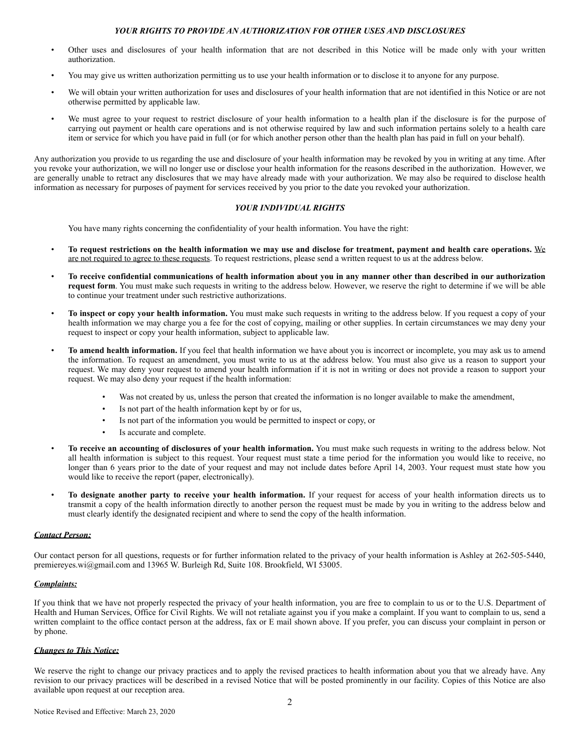### *YOUR RIGHTS TO PROVIDE AN AUTHORIZATION FOR OTHER USES AND DISCLOSURES*

- Other uses and disclosures of your health information that are not described in this Notice will be made only with your written authorization.
- You may give us written authorization permitting us to use your health information or to disclose it to anyone for any purpose.
- We will obtain your written authorization for uses and disclosures of your health information that are not identified in this Notice or are not otherwise permitted by applicable law.
- We must agree to your request to restrict disclosure of your health information to a health plan if the disclosure is for the purpose of carrying out payment or health care operations and is not otherwise required by law and such information pertains solely to a health care item or service for which you have paid in full (or for which another person other than the health plan has paid in full on your behalf).

Any authorization you provide to us regarding the use and disclosure of your health information may be revoked by you in writing at any time. After you revoke your authorization, we will no longer use or disclose your health information for the reasons described in the authorization. However, we are generally unable to retract any disclosures that we may have already made with your authorization. We may also be required to disclose health information as necessary for purposes of payment for services received by you prior to the date you revoked your authorization.

### *YOUR INDIVIDUAL RIGHTS*

You have many rights concerning the confidentiality of your health information. You have the right:

- **To request restrictions on the health information we may use and disclose for treatment, payment and health care operations.** <u>We are not required to agree to these requests</u>. To request restrictions, please send a written request to us at the address below.
- **To receive confidential communications of health information about you in any manner other than described in our authorization request form**. You must make such requests in writing to the address below. However, we reserve the right to determine if we will be able to continue your treatment under such restrictive authorizations.
- **To inspect or copy your health information.** You must make such requests in writing to the address below. If you request a copy of your health information we may charge you a fee for the cost of copying, mailing or other supplies. In certain circumstances we may deny your request to inspect or copy your health information, subject to applicable law.
- **To amend health information.** If you feel that health information we have about you is incorrect or incomplete, you may ask us to amend the information. To request an amendment, you must write to us at the address below. You must also give us a reason to support your request. We may deny your request to amend your health information if it is not in writing or does not provide a reason to support your request. We may also deny your request if the health information:
    - Was not created by us, unless the person that created the information is no longer available to make the amendment,
    - Is not part of the health information kept by or for us,
    - Is not part of the information you would be permitted to inspect or copy, or
    - Is accurate and complete.
- **To receive an accounting of disclosures of your health information.** You must make such requests in writing to the address below. Not all health information is subject to this request. Your request must state a time period for the information you would like to receive, no longer than 6 years prior to the date of your request and may not include dates before April 14, 2003. Your request must state how you would like to receive the report (paper, electronically).
- **To designate another party to receive your health information.** If your request for access of your health information directs us to transmit a copy of the health information directly to another person the request must be made by you in writing to the address below and must clearly identify the designated recipient and where to send the copy of the health information.

***<u>Contact Person:</u>***

Our contact person for all questions, requests or for further information related to the privacy of your health information is Ashley at 262-505-5440, premiereyes.wi@gmail.com and 13965 W. Burleigh Rd, Suite 108. Brookfield, WI 53005.

***<u>Complaints:</u>***

If you think that we have not properly respected the privacy of your health information, you are free to complain to us or to the U.S. Department of Health and Human Services, Office for Civil Rights. We will not retaliate against you if you make a complaint. If you want to complain to us, send a written complaint to the office contact person at the address, fax or E mail shown above. If you prefer, you can discuss your complaint in person or by phone.

***<u>Changes to This Notice:</u>***

We reserve the right to change our privacy practices and to apply the revised practices to health information about you that we already have. Any revision to our privacy practices will be described in a revised Notice that will be posted prominently in our facility. Copies of this Notice are also available upon request at our reception area.

Notice Revised and Effective: March 23, 2020